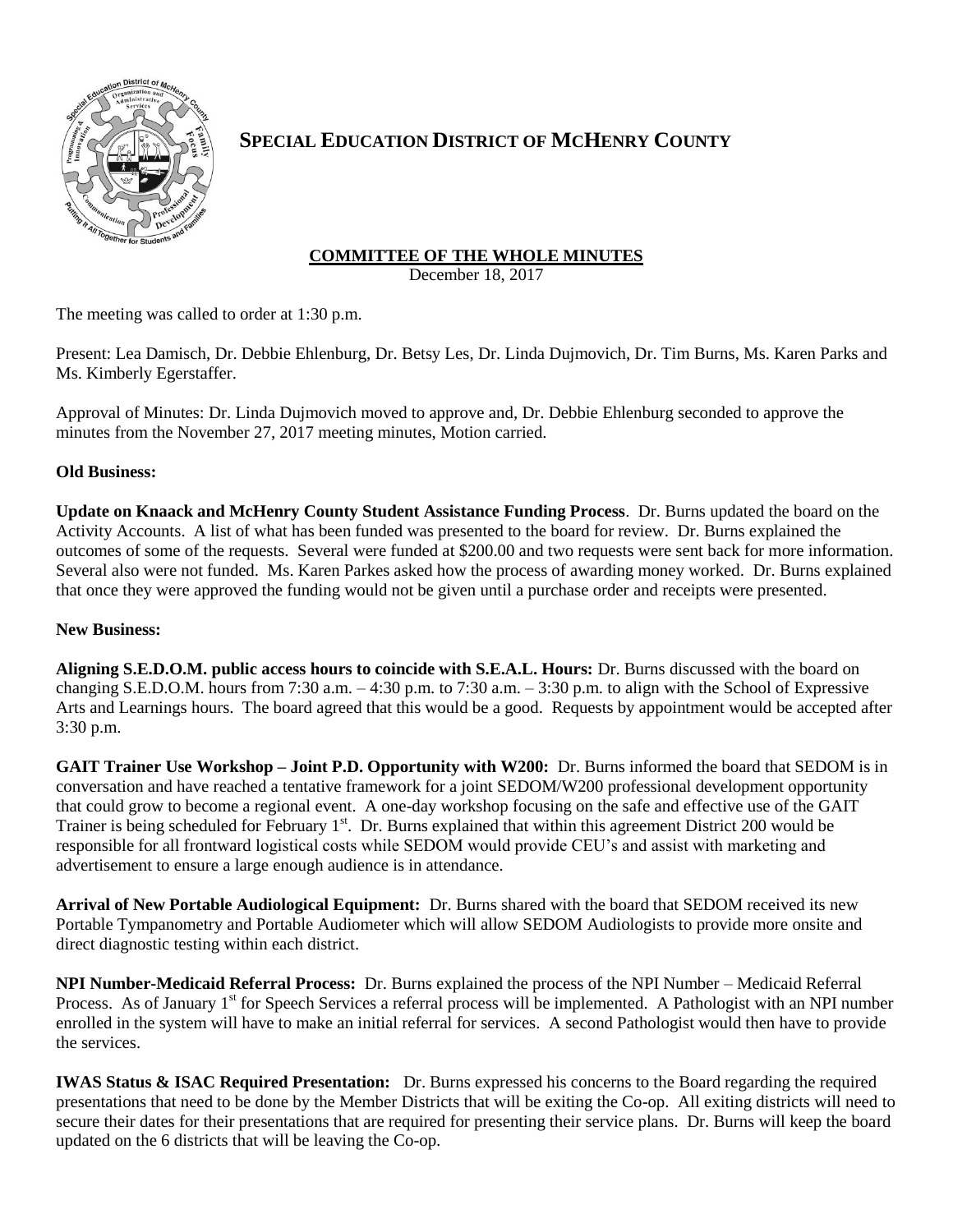# SPECIAL EDUCATION DISTRICT OF MCHENRY COUNTY

## COMMITTEE OF THE WHOLE MINUTES

December 18, 2017

The meeting was called to order at 1:30 p.m.

Present: Lea Damisch, Dr. Debbie Ehlenburg, Dr. Betsy Les, Dr. Linda Dujmovich, Dr. Tim Burns, Ms. Karen Parks and Ms. Kimberly Egerstaffer.

Approval of Minutes: Dr. Linda Dujmovich moved to approve and, Dr. Debbie Ehlenburg seconded to approve the minutes from the November 27, 2017 meeting minutes, Motion carried.

**Old Business:**

**Update on Knaack and McHenry County Student Assistance Funding Process**. Dr. Burns updated the board on the Activity Accounts. A list of what has been funded was presented to the board for review. Dr. Burns explained the outcomes of some of the requests. Several were funded at $200.00 and two requests were sent back for more information. Several also were not funded. Ms. Karen Parkes asked how the process of awarding money worked. Dr. Burns explained that once they were approved the funding would not be given until a purchase order and receipts were presented.

**New Business:**

**Aligning S.E.D.O.M. public access hours to coincide with S.E.A.L. Hours:** Dr. Burns discussed with the board on changing S.E.D.O.M. hours from 7:30 a.m. – 4:30 p.m. to 7:30 a.m. – 3:30 p.m. to align with the School of Expressive Arts and Learnings hours. The board agreed that this would be a good. Requests by appointment would be accepted after 3:30 p.m.

**GAIT Trainer Use Workshop – Joint P.D. Opportunity with W200:** Dr. Burns informed the board that SEDOM is in conversation and have reached a tentative framework for a joint SEDOM/W200 professional development opportunity that could grow to become a regional event. A one-day workshop focusing on the safe and effective use of the GAIT Trainer is being scheduled for February 1st. Dr. Burns explained that within this agreement District 200 would be responsible for all frontward logistical costs while SEDOM would provide CEU's and assist with marketing and advertisement to ensure a large enough audience is in attendance.

**Arrival of New Portable Audiological Equipment:** Dr. Burns shared with the board that SEDOM received its new Portable Tympanometry and Portable Audiometer which will allow SEDOM Audiologists to provide more onsite and direct diagnostic testing within each district.

**NPI Number-Medicaid Referral Process:** Dr. Burns explained the process of the NPI Number – Medicaid Referral Process. As of January 1st for Speech Services a referral process will be implemented. A Pathologist with an NPI number enrolled in the system will have to make an initial referral for services. A second Pathologist would then have to provide the services.

**IWAS Status & ISAC Required Presentation:** Dr. Burns expressed his concerns to the Board regarding the required presentations that need to be done by the Member Districts that will be exiting the Co-op. All exiting districts will need to secure their dates for their presentations that are required for presenting their service plans. Dr. Burns will keep the board updated on the 6 districts that will be leaving the Co-op.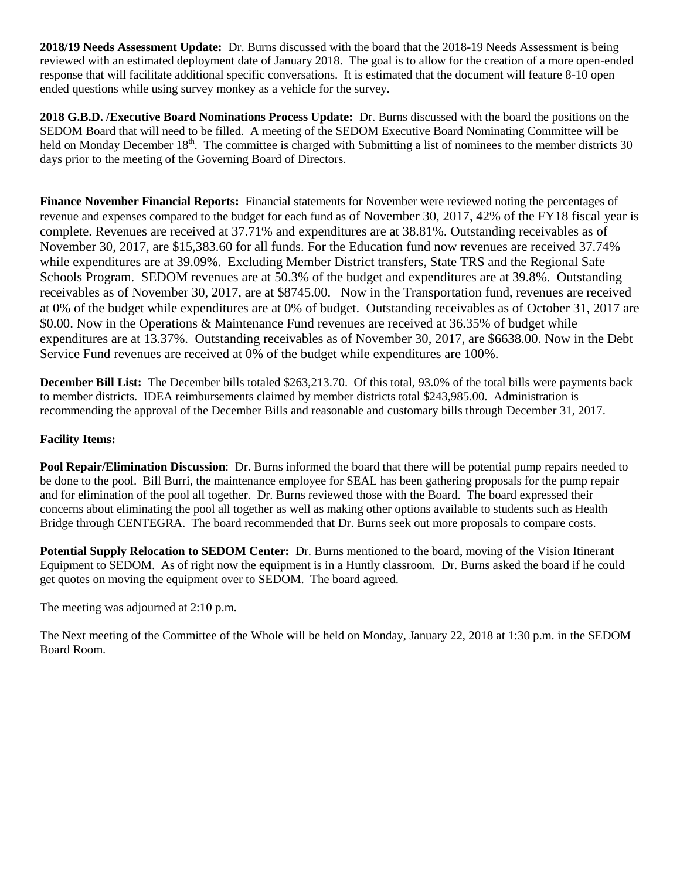**2018/19 Needs Assessment Update:** Dr. Burns discussed with the board that the 2018-19 Needs Assessment is being reviewed with an estimated deployment date of January 2018. The goal is to allow for the creation of a more open-ended response that will facilitate additional specific conversations. It is estimated that the document will feature 8-10 open ended questions while using survey monkey as a vehicle for the survey.

**2018 G.B.D. /Executive Board Nominations Process Update:** Dr. Burns discussed with the board the positions on the SEDOM Board that will need to be filled. A meeting of the SEDOM Executive Board Nominating Committee will be held on Monday December 18th. The committee is charged with Submitting a list of nominees to the member districts 30 days prior to the meeting of the Governing Board of Directors.

**Finance November Financial Reports:** Financial statements for November were reviewed noting the percentages of revenue and expenses compared to the budget for each fund as of November 30, 2017, 42% of the FY18 fiscal year is complete. Revenues are received at 37.71% and expenditures are at 38.81%. Outstanding receivables as of November 30, 2017, are $15,383.60 for all funds. For the Education fund now revenues are received 37.74% while expenditures are at 39.09%. Excluding Member District transfers, State TRS and the Regional Safe Schools Program. SEDOM revenues are at 50.3% of the budget and expenditures are at 39.8%. Outstanding receivables as of November 30, 2017, are at $8745.00. Now in the Transportation fund, revenues are received at 0% of the budget while expenditures are at 0% of budget. Outstanding receivables as of October 31, 2017 are $0.00. Now in the Operations & Maintenance Fund revenues are received at 36.35% of budget while expenditures are at 13.37%. Outstanding receivables as of November 30, 2017, are $6638.00. Now in the Debt Service Fund revenues are received at 0% of the budget while expenditures are 100%.

**December Bill List:** The December bills totaled $263,213.70. Of this total, 93.0% of the total bills were payments back to member districts. IDEA reimbursements claimed by member districts total $243,985.00. Administration is recommending the approval of the December Bills and reasonable and customary bills through December 31, 2017.

**Facility Items:**

**Pool Repair/Elimination Discussion**: Dr. Burns informed the board that there will be potential pump repairs needed to be done to the pool. Bill Burri, the maintenance employee for SEAL has been gathering proposals for the pump repair and for elimination of the pool all together. Dr. Burns reviewed those with the Board. The board expressed their concerns about eliminating the pool all together as well as making other options available to students such as Health Bridge through CENTEGRA. The board recommended that Dr. Burns seek out more proposals to compare costs.

**Potential Supply Relocation to SEDOM Center:** Dr. Burns mentioned to the board, moving of the Vision Itinerant Equipment to SEDOM. As of right now the equipment is in a Huntly classroom. Dr. Burns asked the board if he could get quotes on moving the equipment over to SEDOM. The board agreed.

The meeting was adjourned at 2:10 p.m.

The Next meeting of the Committee of the Whole will be held on Monday, January 22, 2018 at 1:30 p.m. in the SEDOM Board Room.